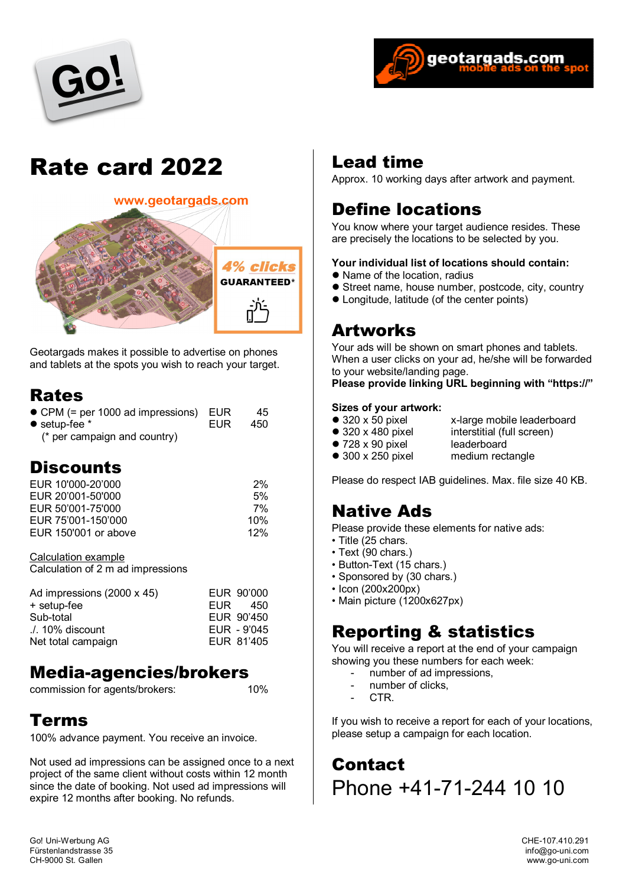# Rate card 2022

www.geotargads.com

4% clicks GUARANTEED*

Geotargads makes it possible to advertise on phones and tablets at the spots you wish to reach your target.

## Rates

| | | |
|---|---|---|
| ● CPM (= per 1000 ad impressions) | EUR | 45 |
| ● setup-fee * | EUR | 450 |
| (* per campaign and country) | | |

## Discounts

| | |
|---|---|
| EUR 10'000-20'000 | 2% |
| EUR 20'001-50'000 | 5% |
| EUR 50'001-75'000 | 7% |
| EUR 75'001-150'000 | 10% |
| EUR 150'001 or above | 12% |

Calculation example
Calculation of 2 m ad impressions

| | |
|---|---|
| Ad impressions (2000 x 45) | EUR 90'000 |
| + setup-fee | EUR 450 |
| Sub-total | EUR 90'450 |
| ./. 10% discount | EUR - 9'045 |
| Net total campaign | EUR 81'405 |

## Media-agencies/brokers

commission for agents/brokers: 10%

## Terms

100% advance payment. You receive an invoice.

Not used ad impressions can be assigned once to a next project of the same client without costs within 12 month since the date of booking. Not used ad impressions will expire 12 months after booking. No refunds.

## Lead time

Approx. 10 working days after artwork and payment.

## Define locations

You know where your target audience resides. These are precisely the locations to be selected by you.

**Your individual list of locations should contain:**

- Name of the location, radius
- Street name, house number, postcode, city, country
- Longitude, latitude (of the center points)

## Artworks

Your ads will be shown on smart phones and tablets. When a user clicks on your ad, he/she will be forwarded to your website/landing page.
**Please provide linking URL beginning with "https://"**

**Sizes of your artwork:**

| | |
|---|---|
| ● 320 x 50 pixel | x-large mobile leaderboard |
| ● 320 x 480 pixel | interstitial (full screen) |
| ● 728 x 90 pixel | leaderboard |
| ● 300 x 250 pixel | medium rectangle |

Please do respect IAB guidelines. Max. file size 40 KB.

## Native Ads

Please provide these elements for native ads:

- Title (25 chars.
- Text (90 chars.)
- Button-Text (15 chars.)
- Sponsored by (30 chars.)
- Icon (200x200px)
- Main picture (1200x627px)

## Reporting & statistics

You will receive a report at the end of your campaign showing you these numbers for each week:

- number of ad impressions,
- number of clicks,
- CTR.

If you wish to receive a report for each of your locations, please setup a campaign for each location.

## Contact

Phone +41-71-244 10 10

Go! Uni-Werbung AG
Fürstenlandstrasse 35
CH-9000 St. Gallen

CHE-107.410.291
info@go-uni.com
www.go-uni.com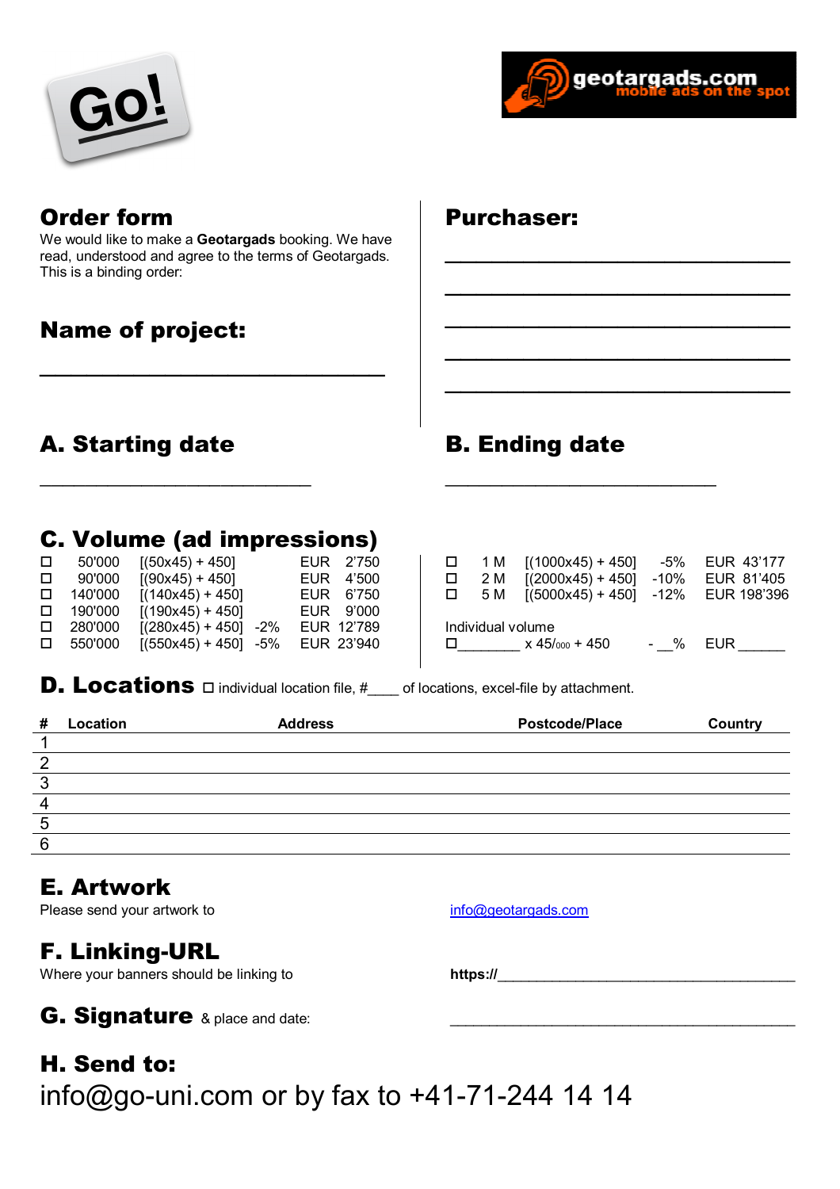Go!

geotargads.com
mobile ads on the spot

## Order form

We would like to make a **Geotargads** booking. We have read, understood and agree to the terms of Geotargads. This is a binding order:

## Purchaser:

\_\_\_\_\_\_\_\_\_\_\_\_\_\_\_\_\_\_\_\_\_\_\_\_\_\_\_\_\_\_\_\_\_\_\_\_

\_\_\_\_\_\_\_\_\_\_\_\_\_\_\_\_\_\_\_\_\_\_\_\_\_\_\_\_\_\_\_\_\_\_\_\_

\_\_\_\_\_\_\_\_\_\_\_\_\_\_\_\_\_\_\_\_\_\_\_\_\_\_\_\_\_\_\_\_\_\_\_\_

\_\_\_\_\_\_\_\_\_\_\_\_\_\_\_\_\_\_\_\_\_\_\_\_\_\_\_\_\_\_\_\_\_\_\_\_

\_\_\_\_\_\_\_\_\_\_\_\_\_\_\_\_\_\_\_\_\_\_\_\_\_\_\_\_\_\_\_\_\_\_\_\_

## Name of project:

\_\_\_\_\_\_\_\_\_\_\_\_\_\_\_\_\_\_\_\_\_\_\_\_\_\_\_\_\_\_\_\_\_\_\_\_

## A. Starting date

\_\_\_\_\_\_\_\_\_\_\_\_\_\_\_\_\_\_\_\_\_\_\_\_\_\_\_\_\_\_\_\_\_\_\_\_

## B. Ending date

\_\_\_\_\_\_\_\_\_\_\_\_\_\_\_\_\_\_\_\_\_\_\_\_\_\_\_\_\_\_\_\_\_\_\_\_

## C. Volume (ad impressions)

| | | | | |
|---|---|---|---|---|
| ☐ | 50'000 | [(50x45) + 450] | | EUR 2'750 |
| ☐ | 90'000 | [(90x45) + 450] | | EUR 4'500 |
| ☐ | 140'000 | [(140x45) + 450] | | EUR 6'750 |
| ☐ | 190'000 | [(190x45) + 450] | | EUR 9'000 |
| ☐ | 280'000 | [(280x45) + 450] | -2% | EUR 12'789 |
| ☐ | 550'000 | [(550x45) + 450] | -5% | EUR 23'940 |
| ☐ | 1 M | [(1000x45) + 450] | -5% | EUR 43'177 |
| ☐ | 2 M | [(2000x45) + 450] | -10% | EUR 81'405 |
| ☐ | 5 M | [(5000x45) + 450] | -12% | EUR 198'396 |

Individual volume

☐\_\_\_\_\_\_\_\_ x 45/000 + 450 - \_\_% EUR \_\_\_\_\_\_

## D. Locations

☐ individual location file, #\_\_\_\_ of locations, excel-file by attachment.

| # | Location | Address | Postcode/Place | Country |
|---|---|---|---|---|
| 1 | | | | |
| 2 | | | | |
| 3 | | | | |
| 4 | | | | |
| 5 | | | | |
| 6 | | | | |

## E. Artwork

Please send your artwork to info@geotargads.com

## F. Linking-URL

Where your banners should be linking to **https://**\_\_\_\_\_\_\_\_\_\_\_\_\_\_\_\_\_\_\_\_\_\_\_\_\_\_\_\_\_\_\_\_\_\_\_\_

## G. Signature & place and date:

\_\_\_\_\_\_\_\_\_\_\_\_\_\_\_\_\_\_\_\_\_\_\_\_\_\_\_\_\_\_\_\_\_\_\_\_

## H. Send to:

info@go-uni.com or by fax to +41-71-244 14 14